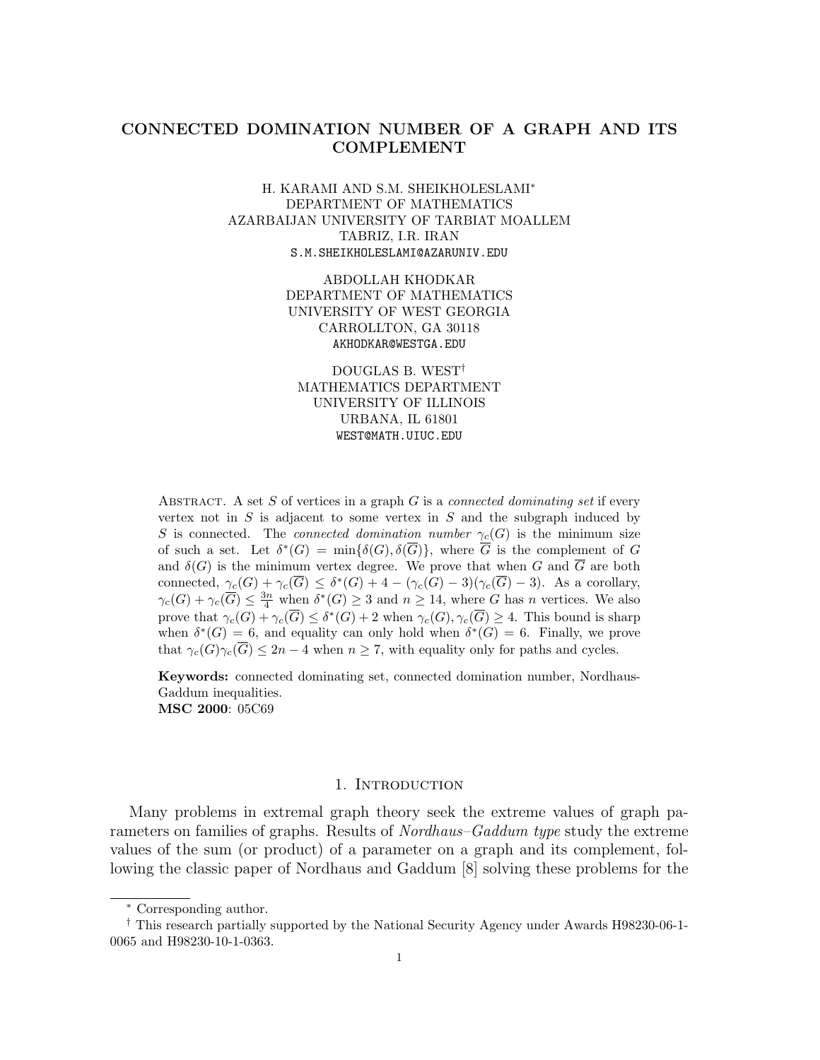# CONNECTED DOMINATION NUMBER OF A GRAPH AND ITS COMPLEMENT

H. KARAMI AND S.M. SHEIKHOLESLAMI[*]
DEPARTMENT OF MATHEMATICS
AZARBAIJAN UNIVERSITY OF TARBIAT MOALLEM
TABRIZ, I.R. IRAN
S.M.SHEIKHOLESLAMI@AZARUNIV.EDU

ABDOLLAH KHODKAR
DEPARTMENT OF MATHEMATICS
UNIVERSITY OF WEST GEORGIA
CARROLLTON, GA 30118
AKHODKAR@WESTGA.EDU

DOUGLAS B. WEST[†]
MATHEMATICS DEPARTMENT
UNIVERSITY OF ILLINOIS
URBANA, IL 61801
WEST@MATH.UIUC.EDU

Abstract. A set $S$ of vertices in a graph $G$ is a *connected dominating set* if every vertex not in $S$ is adjacent to some vertex in $S$ and the subgraph induced by $S$ is connected. The *connected domination number* $\gamma_c(G)$ is the minimum size of such a set. Let $\delta^*(G) = \min\{\delta(G), \delta(\overline{G})\}$, where $\overline{G}$ is the complement of $G$ and $\delta(G)$ is the minimum vertex degree. We prove that when $G$ and $\overline{G}$ are both connected, $\gamma_c(G) + \gamma_c(\overline{G}) \le \delta^*(G) + 4 - (\gamma_c(G) - 3)(\gamma_c(\overline{G}) - 3)$. As a corollary, $\gamma_c(G) + \gamma_c(\overline{G}) \le \frac{3n}{4}$ when $\delta^*(G) \ge 3$ and $n \ge 14$, where $G$ has $n$ vertices. We also prove that $\gamma_c(G) + \gamma_c(\overline{G}) \le \delta^*(G) + 2$ when $\gamma_c(G), \gamma_c(\overline{G}) \ge 4$. This bound is sharp when $\delta^*(G) = 6$, and equality can only hold when $\delta^*(G) = 6$. Finally, we prove that $\gamma_c(G)\gamma_c(\overline{G}) \le 2n - 4$ when $n \ge 7$, with equality only for paths and cycles.

**Keywords:** connected dominating set, connected domination number, Nordhaus-Gaddum inequalities.
**MSC 2000**: 05C69

## 1. Introduction

Many problems in extremal graph theory seek the extreme values of graph parameters on families of graphs. Results of *Nordhaus–Gaddum type* study the extreme values of the sum (or product) of a parameter on a graph and its complement, following the classic paper of Nordhaus and Gaddum [8] solving these problems for the

[*] Corresponding author.
[†] This research partially supported by the National Security Agency under Awards H98230-06-1-0065 and H98230-10-1-0363.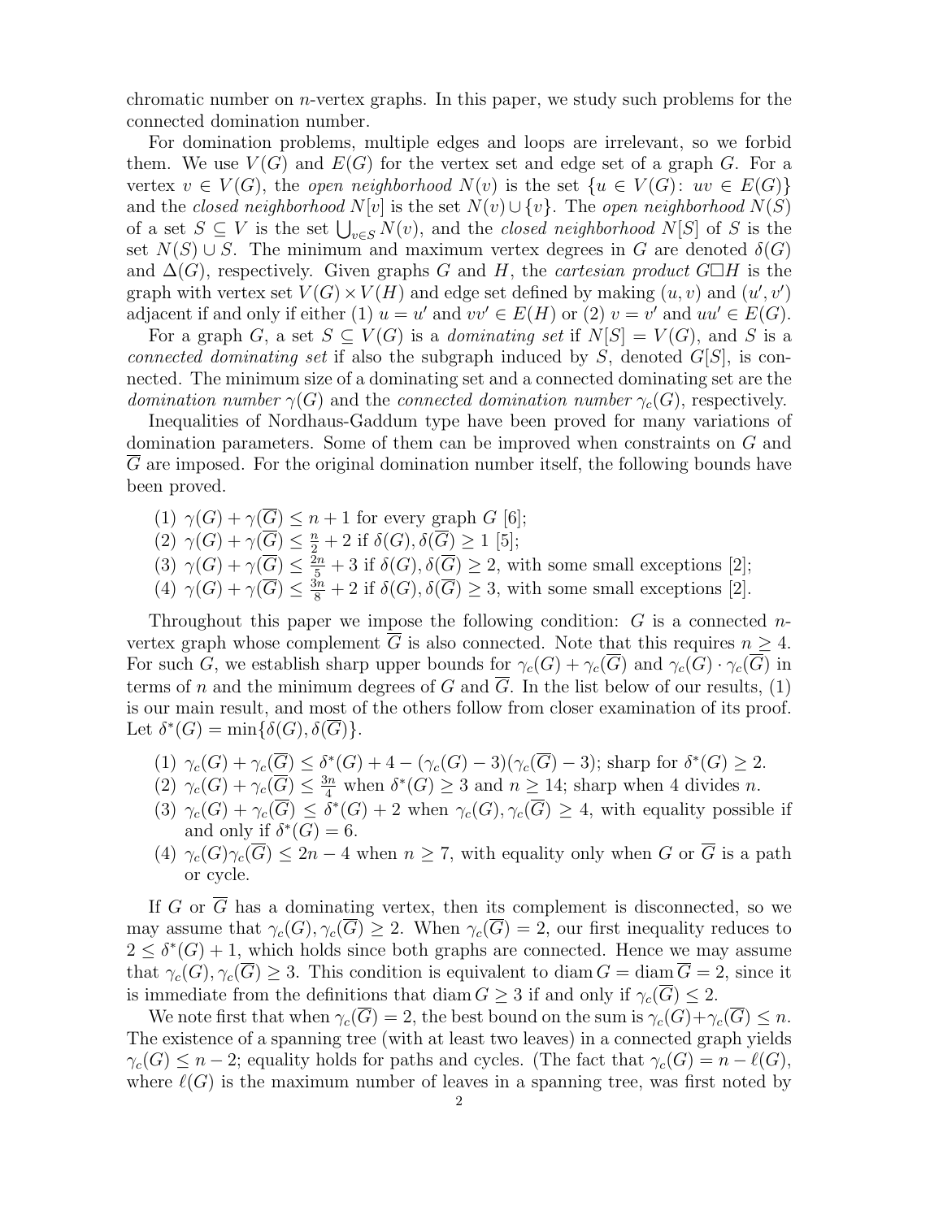chromatic number on $n$-vertex graphs. In this paper, we study such problems for the connected domination number.

For domination problems, multiple edges and loops are irrelevant, so we forbid them. We use $V(G)$ and $E(G)$ for the vertex set and edge set of a graph $G$. For a vertex $v \in V(G)$, the *open neighborhood* $N(v)$ is the set $\{u \in V(G) \colon uv \in E(G)\}$ and the *closed neighborhood* $N[v]$ is the set $N(v) \cup \{v\}$. The *open neighborhood* $N(S)$ of a set $S \subseteq V$ is the set $\bigcup_{v \in S} N(v)$, and the *closed neighborhood* $N[S]$ of $S$ is the set $N(S) \cup S$. The minimum and maximum vertex degrees in $G$ are denoted $\delta(G)$ and $\Delta(G)$, respectively. Given graphs $G$ and $H$, the *cartesian product* $G \square H$ is the graph with vertex set $V(G) \times V(H)$ and edge set defined by making $(u, v)$ and $(u', v')$ adjacent if and only if either (1) $u = u'$ and $vv' \in E(H)$ or (2) $v = v'$ and $uu' \in E(G)$.

For a graph $G$, a set $S \subseteq V(G)$ is a *dominating set* if $N[S] = V(G)$, and $S$ is a *connected dominating set* if also the subgraph induced by $S$, denoted $G[S]$, is connected. The minimum size of a dominating set and a connected dominating set are the *domination number* $\gamma(G)$ and the *connected domination number* $\gamma_c(G)$, respectively.

Inequalities of Nordhaus-Gaddum type have been proved for many variations of domination parameters. Some of them can be improved when constraints on $G$ and $\overline{G}$ are imposed. For the original domination number itself, the following bounds have been proved.

(1) $\gamma(G) + \gamma(\overline{G}) \le n + 1$ for every graph $G$ [6];
(2) $\gamma(G) + \gamma(\overline{G}) \le \frac{n}{2} + 2$ if $\delta(G), \delta(\overline{G}) \ge 1$ [5];
(3) $\gamma(G) + \gamma(\overline{G}) \le \frac{2n}{5} + 3$ if $\delta(G), \delta(\overline{G}) \ge 2$, with some small exceptions [2];
(4) $\gamma(G) + \gamma(\overline{G}) \le \frac{3n}{8} + 2$ if $\delta(G), \delta(\overline{G}) \ge 3$, with some small exceptions [2].

Throughout this paper we impose the following condition: $G$ is a connected $n$-vertex graph whose complement $\overline{G}$ is also connected. Note that this requires $n \ge 4$. For such $G$, we establish sharp upper bounds for $\gamma_c(G) + \gamma_c(\overline{G})$ and $\gamma_c(G) \cdot \gamma_c(\overline{G})$ in terms of $n$ and the minimum degrees of $G$ and $\overline{G}$. In the list below of our results, (1) is our main result, and most of the others follow from closer examination of its proof. Let $\delta^*(G) = \min\{\delta(G), \delta(\overline{G})\}$.

(1) $\gamma_c(G) + \gamma_c(\overline{G}) \le \delta^*(G) + 4 - (\gamma_c(G) - 3)(\gamma_c(\overline{G}) - 3)$; sharp for $\delta^*(G) \ge 2$.
(2) $\gamma_c(G) + \gamma_c(\overline{G}) \le \frac{3n}{4}$ when $\delta^*(G) \ge 3$ and $n \ge 14$; sharp when 4 divides $n$.
(3) $\gamma_c(G) + \gamma_c(\overline{G}) \le \delta^*(G) + 2$ when $\gamma_c(G), \gamma_c(\overline{G}) \ge 4$, with equality possible if and only if $\delta^*(G) = 6$.
(4) $\gamma_c(G)\gamma_c(\overline{G}) \le 2n - 4$ when $n \ge 7$, with equality only when $G$ or $\overline{G}$ is a path or cycle.

If $G$ or $\overline{G}$ has a dominating vertex, then its complement is disconnected, so we may assume that $\gamma_c(G), \gamma_c(\overline{G}) \ge 2$. When $\gamma_c(\overline{G}) = 2$, our first inequality reduces to $2 \le \delta^*(G) + 1$, which holds since both graphs are connected. Hence we may assume that $\gamma_c(G), \gamma_c(\overline{G}) \ge 3$. This condition is equivalent to $\operatorname{diam} G = \operatorname{diam} \overline{G} = 2$, since it is immediate from the definitions that $\operatorname{diam} G \ge 3$ if and only if $\gamma_c(\overline{G}) \le 2$.

We note first that when $\gamma_c(\overline{G}) = 2$, the best bound on the sum is $\gamma_c(G) + \gamma_c(\overline{G}) \le n$. The existence of a spanning tree (with at least two leaves) in a connected graph yields $\gamma_c(G) \le n - 2$; equality holds for paths and cycles. (The fact that $\gamma_c(G) = n - \ell(G)$, where $\ell(G)$ is the maximum number of leaves in a spanning tree, was first noted by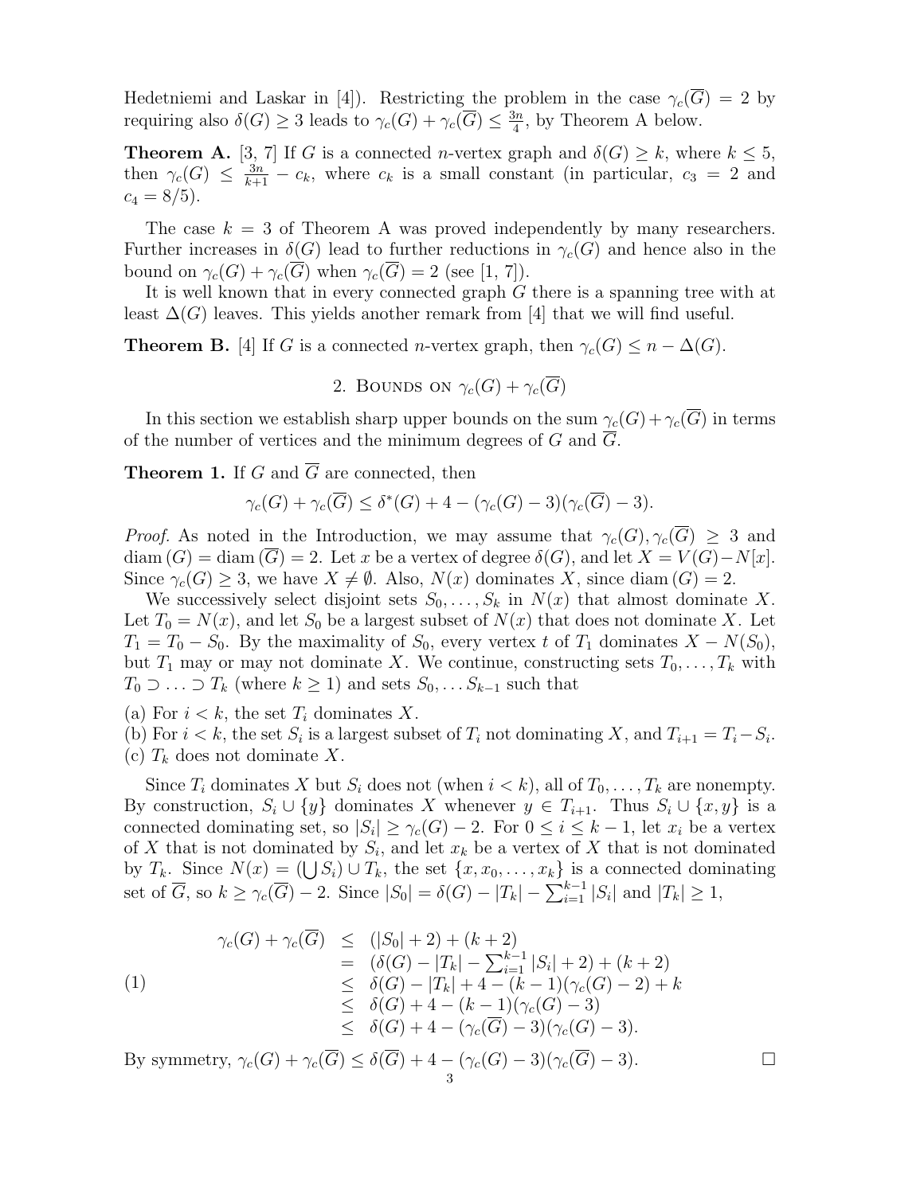Hedetniemi and Laskar in [4]). Restricting the problem in the case $\gamma_c(\overline{G}) = 2$ by requiring also $\delta(G) \geq 3$ leads to $\gamma_c(G) + \gamma_c(\overline{G}) \leq \frac{3n}{4}$, by Theorem A below.

**Theorem A.** [3, 7] If $G$ is a connected $n$-vertex graph and $\delta(G) \geq k$, where $k \leq 5$, then $\gamma_c(G) \leq \frac{3n}{k+1} - c_k$, where $c_k$ is a small constant (in particular, $c_3 = 2$ and $c_4 = 8/5$).

The case $k = 3$ of Theorem A was proved independently by many researchers. Further increases in $\delta(G)$ lead to further reductions in $\gamma_c(G)$ and hence also in the bound on $\gamma_c(G) + \gamma_c(\overline{G})$ when $\gamma_c(\overline{G}) = 2$ (see [1, 7]).

It is well known that in every connected graph $G$ there is a spanning tree with at least $\Delta(G)$ leaves. This yields another remark from [4] that we will find useful.

**Theorem B.** [4] If $G$ is a connected $n$-vertex graph, then $\gamma_c(G) \leq n - \Delta(G)$.

## 2. Bounds on $\gamma_c(G) + \gamma_c(\overline{G})$

In this section we establish sharp upper bounds on the sum $\gamma_c(G) + \gamma_c(\overline{G})$ in terms of the number of vertices and the minimum degrees of $G$ and $\overline{G}$.

**Theorem 1.** If $G$ and $\overline{G}$ are connected, then

$$\gamma_c(G) + \gamma_c(\overline{G}) \leq \delta^*(G) + 4 - (\gamma_c(G) - 3)(\gamma_c(\overline{G}) - 3).$$

*Proof.* As noted in the Introduction, we may assume that $\gamma_c(G), \gamma_c(\overline{G}) \geq 3$ and $\mathrm{diam}\,(G) = \mathrm{diam}\,(\overline{G}) = 2$. Let $x$ be a vertex of degree $\delta(G)$, and let $X = V(G) - N[x]$. Since $\gamma_c(G) \geq 3$, we have $X \neq \emptyset$. Also, $N(x)$ dominates $X$, since $\mathrm{diam}\,(G) = 2$.

We successively select disjoint sets $S_0, \ldots, S_k$ in $N(x)$ that almost dominate $X$. Let $T_0 = N(x)$, and let $S_0$ be a largest subset of $N(x)$ that does not dominate $X$. Let $T_1 = T_0 - S_0$. By the maximality of $S_0$, every vertex $t$ of $T_1$ dominates $X - N(S_0)$, but $T_1$ may or may not dominate $X$. We continue, constructing sets $T_0, \ldots, T_k$ with $T_0 \supset \ldots \supset T_k$ (where $k \geq 1$) and sets $S_0, \ldots S_{k-1}$ such that

(a) For $i < k$, the set $T_i$ dominates $X$.
(b) For $i < k$, the set $S_i$ is a largest subset of $T_i$ not dominating $X$, and $T_{i+1} = T_i - S_i$.
(c) $T_k$ does not dominate $X$.

Since $T_i$ dominates $X$ but $S_i$ does not (when $i < k$), all of $T_0, \ldots, T_k$ are nonempty. By construction, $S_i \cup \{y\}$ dominates $X$ whenever $y \in T_{i+1}$. Thus $S_i \cup \{x, y\}$ is a connected dominating set, so $|S_i| \geq \gamma_c(G) - 2$. For $0 \leq i \leq k-1$, let $x_i$ be a vertex of $X$ that is not dominated by $S_i$, and let $x_k$ be a vertex of $X$ that is not dominated by $T_k$. Since $N(x) = (\bigcup S_i) \cup T_k$, the set $\{x, x_0, \ldots, x_k\}$ is a connected dominating set of $\overline{G}$, so $k \geq \gamma_c(\overline{G}) - 2$. Since $|S_0| = \delta(G) - |T_k| - \sum_{i=1}^{k-1} |S_i|$ and $|T_k| \geq 1$,

$$\begin{aligned}
\gamma_c(G) + \gamma_c(\overline{G}) &\leq (|S_0| + 2) + (k + 2) \\
&= (\delta(G) - |T_k| - \textstyle\sum_{i=1}^{k-1} |S_i| + 2) + (k + 2) \\
&\leq \delta(G) - |T_k| + 4 - (k-1)(\gamma_c(G) - 2) + k \\
&\leq \delta(G) + 4 - (k-1)(\gamma_c(G) - 3) \\
&\leq \delta(G) + 4 - (\gamma_c(\overline{G}) - 3)(\gamma_c(G) - 3).
\end{aligned} \tag{1}$$

By symmetry, $\gamma_c(G) + \gamma_c(\overline{G}) \leq \delta(\overline{G}) + 4 - (\gamma_c(G) - 3)(\gamma_c(\overline{G}) - 3)$. $\square$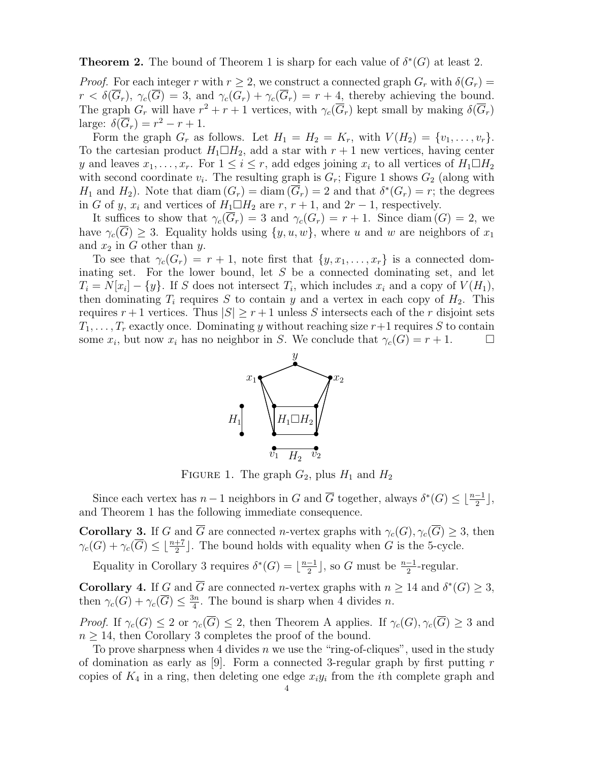**Theorem 2.** The bound of Theorem 1 is sharp for each value of $\delta^*(G)$ at least 2.

*Proof.* For each integer $r$ with $r \geq 2$, we construct a connected graph $G_r$ with $\delta(G_r) = r < \delta(\overline{G}_r)$, $\gamma_c(\overline{G}) = 3$, and $\gamma_c(G_r) + \gamma_c(\overline{G}_r) = r + 4$, thereby achieving the bound. The graph $G_r$ will have $r^2 + r + 1$ vertices, with $\gamma_c(\overline{G}_r)$ kept small by making $\delta(\overline{G}_r)$ large: $\delta(\overline{G}_r) = r^2 - r + 1$.

Form the graph $G_r$ as follows. Let $H_1 = H_2 = K_r$, with $V(H_2) = \{v_1, \ldots, v_r\}$. To the cartesian product $H_1 \square H_2$, add a star with $r+1$ new vertices, having center $y$ and leaves $x_1, \ldots, x_r$. For $1 \leq i \leq r$, add edges joining $x_i$ to all vertices of $H_1 \square H_2$ with second coordinate $v_i$. The resulting graph is $G_r$; Figure 1 shows $G_2$ (along with $H_1$ and $H_2$). Note that $\operatorname{diam}(G_r) = \operatorname{diam}(\overline{G}_r) = 2$ and that $\delta^*(G_r) = r$; the degrees in $G$ of $y$, $x_i$ and vertices of $H_1 \square H_2$ are $r$, $r+1$, and $2r-1$, respectively.

It suffices to show that $\gamma_c(\overline{G}_r) = 3$ and $\gamma_c(G_r) = r + 1$. Since $\operatorname{diam}(G) = 2$, we have $\gamma_c(\overline{G}) \geq 3$. Equality holds using $\{y, u, w\}$, where $u$ and $w$ are neighbors of $x_1$ and $x_2$ in $G$ other than $y$.

To see that $\gamma_c(G_r) = r + 1$, note first that $\{y, x_1, \ldots, x_r\}$ is a connected dominating set. For the lower bound, let $S$ be a connected dominating set, and let $T_i = N[x_i] - \{y\}$. If $S$ does not intersect $T_i$, which includes $x_i$ and a copy of $V(H_1)$, then dominating $T_i$ requires $S$ to contain $y$ and a vertex in each copy of $H_2$. This requires $r+1$ vertices. Thus $|S| \geq r + 1$ unless $S$ intersects each of the $r$ disjoint sets $T_1, \ldots, T_r$ exactly once. Dominating $y$ without reaching size $r+1$ requires $S$ to contain some $x_i$, but now $x_i$ has no neighbor in $S$. We conclude that $\gamma_c(G) = r + 1$. $\square$

FIGURE 1. The graph $G_2$, plus $H_1$ and $H_2$

Since each vertex has $n-1$ neighbors in $G$ and $\overline{G}$ together, always $\delta^*(G) \leq \lfloor \frac{n-1}{2} \rfloor$, and Theorem 1 has the following immediate consequence.

**Corollary 3.** If $G$ and $\overline{G}$ are connected $n$-vertex graphs with $\gamma_c(G), \gamma_c(\overline{G}) \geq 3$, then $\gamma_c(G) + \gamma_c(\overline{G}) \leq \lfloor \frac{n+7}{2} \rfloor$. The bound holds with equality when $G$ is the 5-cycle.

Equality in Corollary 3 requires $\delta^*(G) = \lfloor \frac{n-1}{2} \rfloor$, so $G$ must be $\frac{n-1}{2}$-regular.

**Corollary 4.** If $G$ and $\overline{G}$ are connected $n$-vertex graphs with $n \geq 14$ and $\delta^*(G) \geq 3$, then $\gamma_c(G) + \gamma_c(\overline{G}) \leq \frac{3n}{4}$. The bound is sharp when 4 divides $n$.

*Proof.* If $\gamma_c(G) \leq 2$ or $\gamma_c(\overline{G}) \leq 2$, then Theorem A applies. If $\gamma_c(G), \gamma_c(\overline{G}) \geq 3$ and $n \geq 14$, then Corollary 3 completes the proof of the bound.

To prove sharpness when 4 divides $n$ we use the "ring-of-cliques", used in the study of domination as early as [9]. Form a connected 3-regular graph by first putting $r$ copies of $K_4$ in a ring, then deleting one edge $x_i y_i$ from the $i$th complete graph and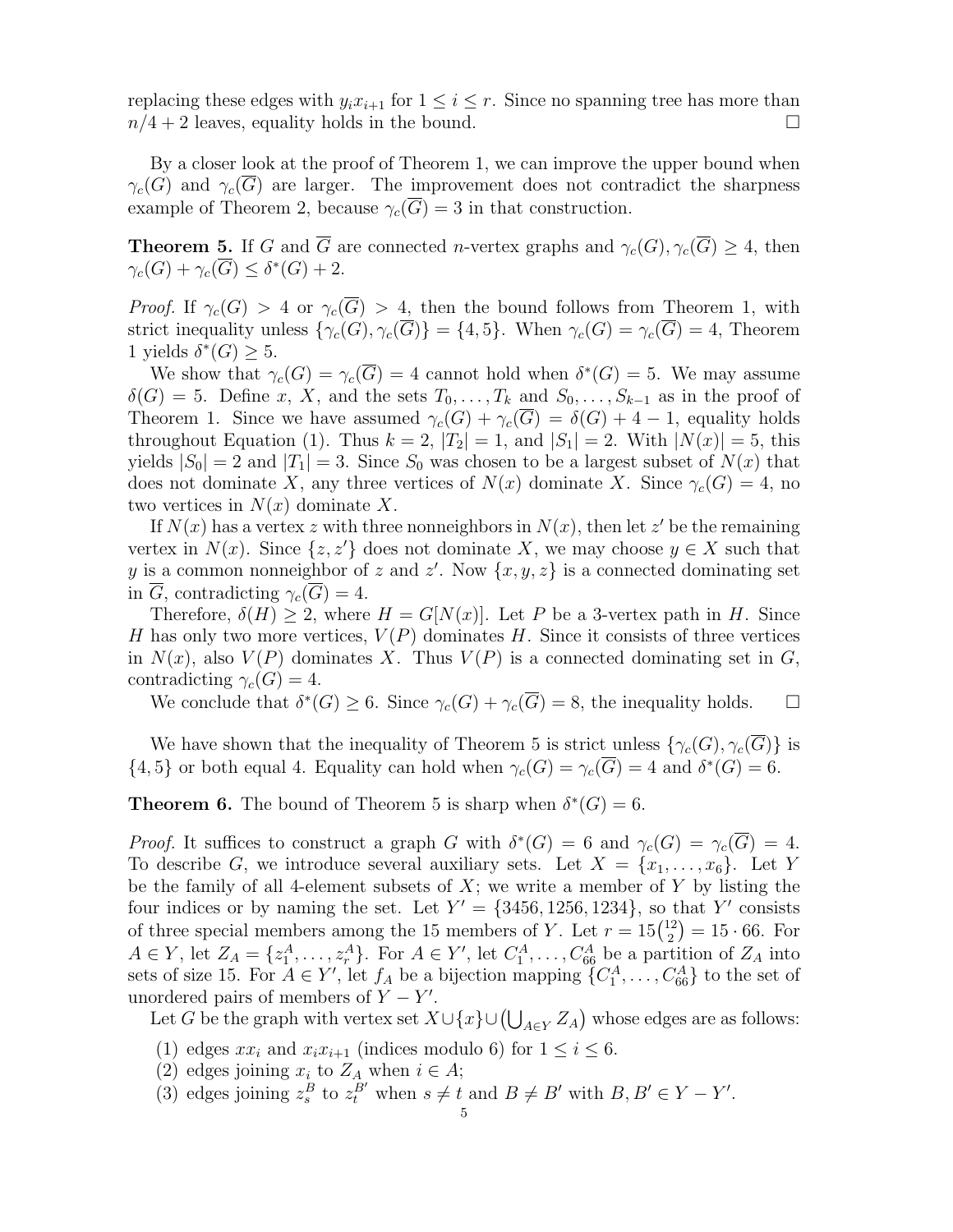replacing these edges with $y_i x_{i+1}$ for $1 \le i \le r$. Since no spanning tree has more than $n/4+2$ leaves, equality holds in the bound. □

By a closer look at the proof of Theorem 1, we can improve the upper bound when $\gamma_c(G)$ and $\gamma_c(\overline{G})$ are larger. The improvement does not contradict the sharpness example of Theorem 2, because $\gamma_c(\overline{G}) = 3$ in that construction.

**Theorem 5.** If $G$ and $\overline{G}$ are connected $n$-vertex graphs and $\gamma_c(G), \gamma_c(\overline{G}) \ge 4$, then $\gamma_c(G) + \gamma_c(\overline{G}) \le \delta^*(G) + 2$.

*Proof.* If $\gamma_c(G) > 4$ or $\gamma_c(\overline{G}) > 4$, then the bound follows from Theorem 1, with strict inequality unless $\{\gamma_c(G), \gamma_c(\overline{G})\} = \{4, 5\}$. When $\gamma_c(G) = \gamma_c(\overline{G}) = 4$, Theorem 1 yields $\delta^*(G) \ge 5$.

We show that $\gamma_c(G) = \gamma_c(\overline{G}) = 4$ cannot hold when $\delta^*(G) = 5$. We may assume $\delta(G) = 5$. Define $x$, $X$, and the sets $T_0, \ldots, T_k$ and $S_0, \ldots, S_{k-1}$ as in the proof of Theorem 1. Since we have assumed $\gamma_c(G) + \gamma_c(\overline{G}) = \delta(G) + 4 - 1$, equality holds throughout Equation (1). Thus $k = 2$, $|T_2| = 1$, and $|S_1| = 2$. With $|N(x)| = 5$, this yields $|S_0| = 2$ and $|T_1| = 3$. Since $S_0$ was chosen to be a largest subset of $N(x)$ that does not dominate $X$, any three vertices of $N(x)$ dominate $X$. Since $\gamma_c(G) = 4$, no two vertices in $N(x)$ dominate $X$.

If $N(x)$ has a vertex $z$ with three nonneighbors in $N(x)$, then let $z'$ be the remaining vertex in $N(x)$. Since $\{z, z'\}$ does not dominate $X$, we may choose $y \in X$ such that $y$ is a common nonneighbor of $z$ and $z'$. Now $\{x, y, z\}$ is a connected dominating set in $\overline{G}$, contradicting $\gamma_c(\overline{G}) = 4$.

Therefore, $\delta(H) \ge 2$, where $H = G[N(x)]$. Let $P$ be a 3-vertex path in $H$. Since $H$ has only two more vertices, $V(P)$ dominates $H$. Since it consists of three vertices in $N(x)$, also $V(P)$ dominates $X$. Thus $V(P)$ is a connected dominating set in $G$, contradicting $\gamma_c(G) = 4$.

We conclude that $\delta^*(G) \ge 6$. Since $\gamma_c(G) + \gamma_c(\overline{G}) = 8$, the inequality holds. □

We have shown that the inequality of Theorem 5 is strict unless $\{\gamma_c(G), \gamma_c(\overline{G})\}$ is $\{4, 5\}$ or both equal 4. Equality can hold when $\gamma_c(G) = \gamma_c(\overline{G}) = 4$ and $\delta^*(G) = 6$.

**Theorem 6.** The bound of Theorem 5 is sharp when $\delta^*(G) = 6$.

*Proof.* It suffices to construct a graph $G$ with $\delta^*(G) = 6$ and $\gamma_c(G) = \gamma_c(\overline{G}) = 4$. To describe $G$, we introduce several auxiliary sets. Let $X = \{x_1, \ldots, x_6\}$. Let $Y$ be the family of all 4-element subsets of $X$; we write a member of $Y$ by listing the four indices or by naming the set. Let $Y' = \{3456, 1256, 1234\}$, so that $Y'$ consists of three special members among the 15 members of $Y$. Let $r = 15\binom{12}{2} = 15 \cdot 66$. For $A \in Y$, let $Z_A = \{z_1^A, \ldots, z_r^A\}$. For $A \in Y'$, let $C_1^A, \ldots, C_{66}^A$ be a partition of $Z_A$ into sets of size 15. For $A \in Y'$, let $f_A$ be a bijection mapping $\{C_1^A, \ldots, C_{66}^A\}$ to the set of unordered pairs of members of $Y - Y'$.

Let $G$ be the graph with vertex set $X \cup \{x\} \cup \left(\bigcup_{A \in Y} Z_A\right)$ whose edges are as follows:

(1) edges $xx_i$ and $x_i x_{i+1}$ (indices modulo 6) for $1 \le i \le 6$.
(2) edges joining $x_i$ to $Z_A$ when $i \in A$;
(3) edges joining $z_s^B$ to $z_t^{B'}$ when $s \ne t$ and $B \ne B'$ with $B, B' \in Y - Y'$.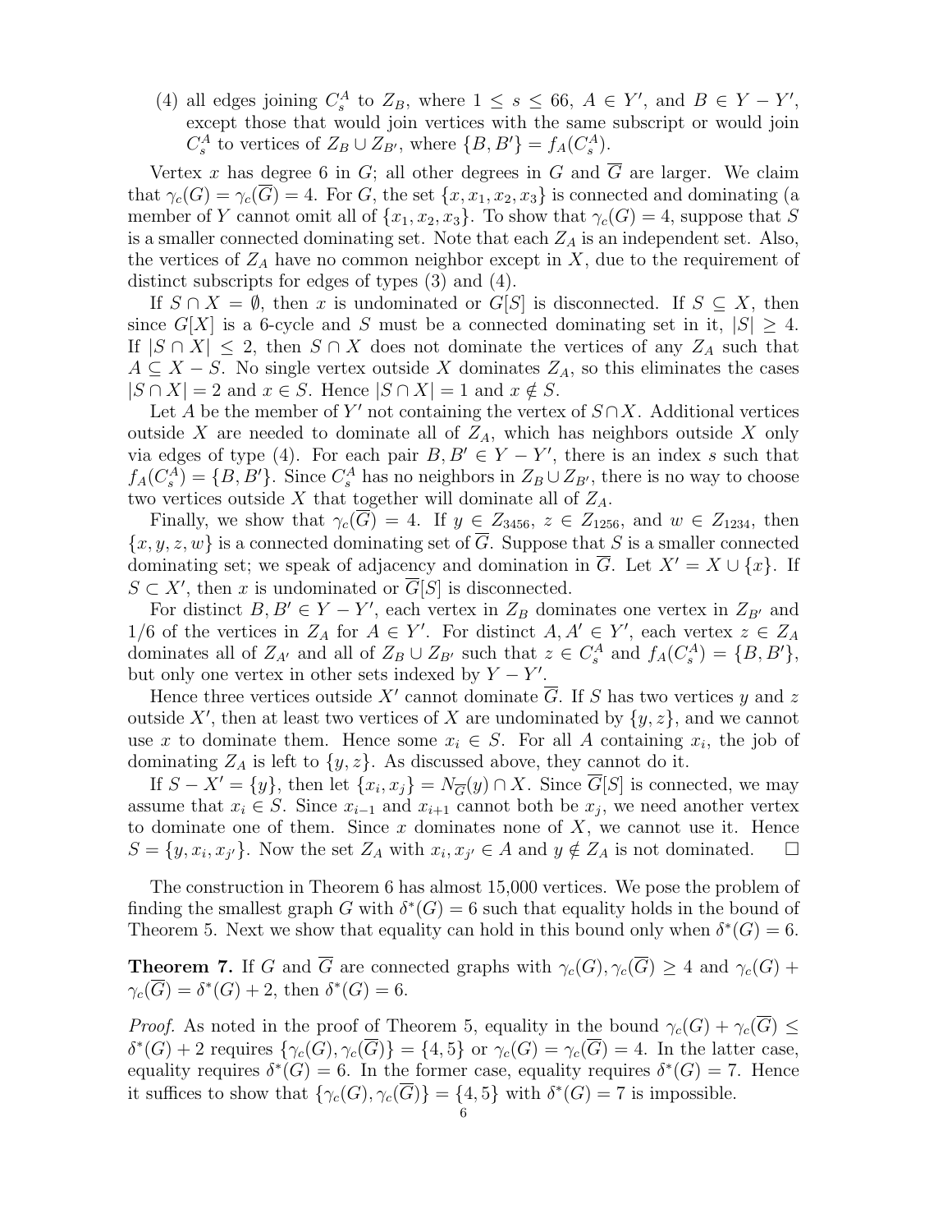(4) all edges joining $C_s^A$ to $Z_B$, where $1 \le s \le 66$, $A \in Y'$, and $B \in Y - Y'$, except those that would join vertices with the same subscript or would join $C_s^A$ to vertices of $Z_B \cup Z_{B'}$, where $\{B, B'\} = f_A(C_s^A)$.

Vertex $x$ has degree 6 in $G$; all other degrees in $G$ and $\overline{G}$ are larger. We claim that $\gamma_c(G) = \gamma_c(\overline{G}) = 4$. For $G$, the set $\{x, x_1, x_2, x_3\}$ is connected and dominating (a member of $Y$ cannot omit all of $\{x_1, x_2, x_3\}$. To show that $\gamma_c(G) = 4$, suppose that $S$ is a smaller connected dominating set. Note that each $Z_A$ is an independent set. Also, the vertices of $Z_A$ have no common neighbor except in $X$, due to the requirement of distinct subscripts for edges of types (3) and (4).

If $S \cap X = \emptyset$, then $x$ is undominated or $G[S]$ is disconnected. If $S \subseteq X$, then since $G[X]$ is a 6-cycle and $S$ must be a connected dominating set in it, $|S| \ge 4$. If $|S \cap X| \le 2$, then $S \cap X$ does not dominate the vertices of any $Z_A$ such that $A \subseteq X - S$. No single vertex outside $X$ dominates $Z_A$, so this eliminates the cases $|S \cap X| = 2$ and $x \in S$. Hence $|S \cap X| = 1$ and $x \notin S$.

Let $A$ be the member of $Y'$ not containing the vertex of $S \cap X$. Additional vertices outside $X$ are needed to dominate all of $Z_A$, which has neighbors outside $X$ only via edges of type (4). For each pair $B, B' \in Y - Y'$, there is an index $s$ such that $f_A(C_s^A) = \{B, B'\}$. Since $C_s^A$ has no neighbors in $Z_B \cup Z_{B'}$, there is no way to choose two vertices outside $X$ that together will dominate all of $Z_A$.

Finally, we show that $\gamma_c(\overline{G}) = 4$. If $y \in Z_{3456}$, $z \in Z_{1256}$, and $w \in Z_{1234}$, then $\{x, y, z, w\}$ is a connected dominating set of $\overline{G}$. Suppose that $S$ is a smaller connected dominating set; we speak of adjacency and domination in $\overline{G}$. Let $X' = X \cup \{x\}$. If $S \subset X'$, then $x$ is undominated or $\overline{G}[S]$ is disconnected.

For distinct $B, B' \in Y - Y'$, each vertex in $Z_B$ dominates one vertex in $Z_{B'}$ and $1/6$ of the vertices in $Z_A$ for $A \in Y'$. For distinct $A, A' \in Y'$, each vertex $z \in Z_A$ dominates all of $Z_{A'}$ and all of $Z_B \cup Z_{B'}$ such that $z \in C_s^A$ and $f_A(C_s^A) = \{B, B'\}$, but only one vertex in other sets indexed by $Y - Y'$.

Hence three vertices outside $X'$ cannot dominate $\overline{G}$. If $S$ has two vertices $y$ and $z$ outside $X'$, then at least two vertices of $X$ are undominated by $\{y, z\}$, and we cannot use $x$ to dominate them. Hence some $x_i \in S$. For all $A$ containing $x_i$, the job of dominating $Z_A$ is left to $\{y, z\}$. As discussed above, they cannot do it.

If $S - X' = \{y\}$, then let $\{x_i, x_j\} = N_{\overline{G}}(y) \cap X$. Since $\overline{G}[S]$ is connected, we may assume that $x_i \in S$. Since $x_{i-1}$ and $x_{i+1}$ cannot both be $x_j$, we need another vertex to dominate one of them. Since $x$ dominates none of $X$, we cannot use it. Hence $S = \{y, x_i, x_{j'}\}$. Now the set $Z_A$ with $x_i, x_{j'} \in A$ and $y \notin Z_A$ is not dominated. $\square$

The construction in Theorem 6 has almost 15,000 vertices. We pose the problem of finding the smallest graph $G$ with $\delta^*(G) = 6$ such that equality holds in the bound of Theorem 5. Next we show that equality can hold in this bound only when $\delta^*(G) = 6$.

**Theorem 7.** If $G$ and $\overline{G}$ are connected graphs with $\gamma_c(G), \gamma_c(\overline{G}) \ge 4$ and $\gamma_c(G) + \gamma_c(\overline{G}) = \delta^*(G) + 2$, then $\delta^*(G) = 6$.

*Proof.* As noted in the proof of Theorem 5, equality in the bound $\gamma_c(G) + \gamma_c(\overline{G}) \le \delta^*(G) + 2$ requires $\{\gamma_c(G), \gamma_c(\overline{G})\} = \{4, 5\}$ or $\gamma_c(G) = \gamma_c(\overline{G}) = 4$. In the latter case, equality requires $\delta^*(G) = 6$. In the former case, equality requires $\delta^*(G) = 7$. Hence it suffices to show that $\{\gamma_c(G), \gamma_c(\overline{G})\} = \{4, 5\}$ with $\delta^*(G) = 7$ is impossible.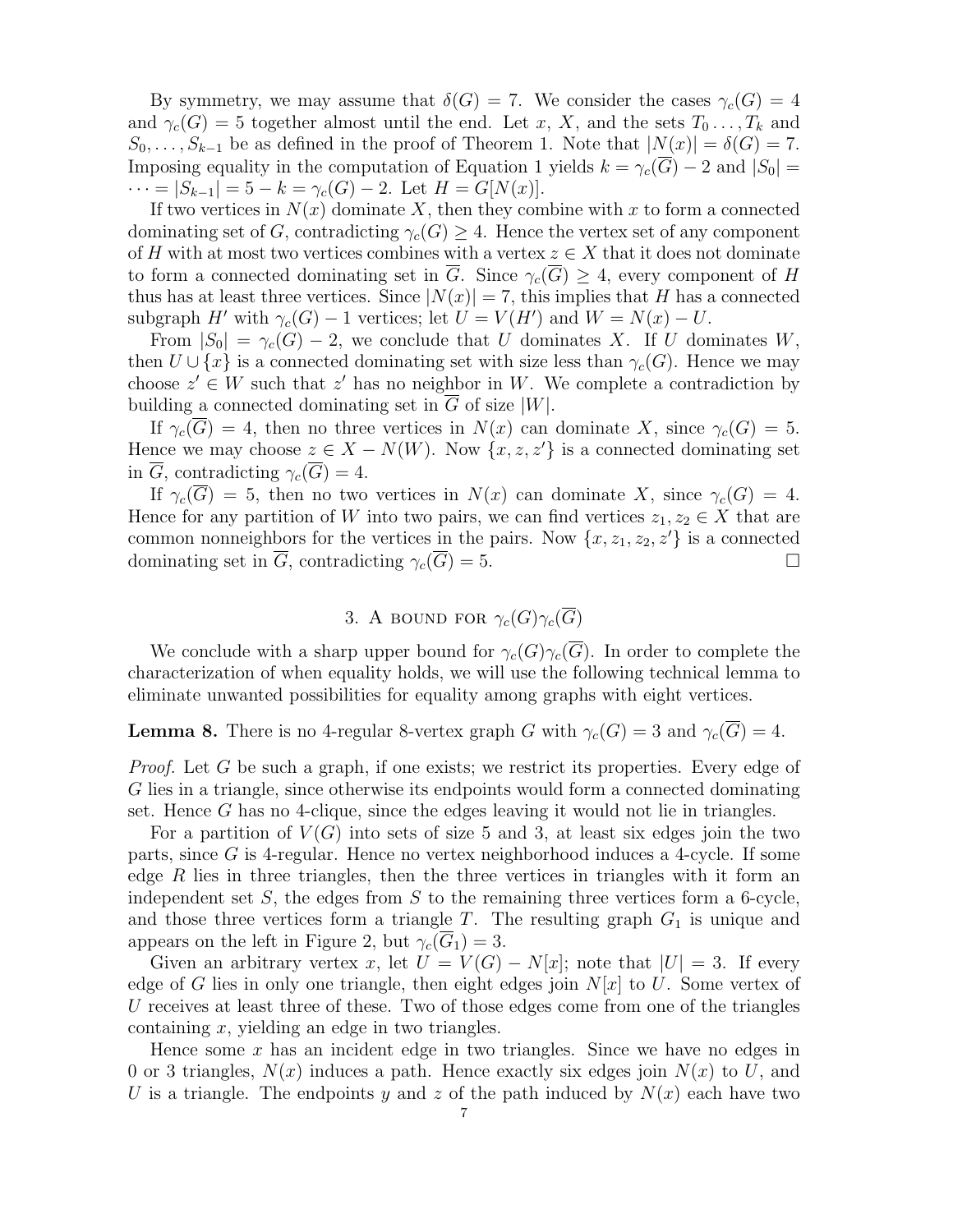By symmetry, we may assume that $\delta(G) = 7$. We consider the cases $\gamma_c(G) = 4$ and $\gamma_c(G) = 5$ together almost until the end. Let $x$, $X$, and the sets $T_0 \ldots, T_k$ and $S_0, \ldots, S_{k-1}$ be as defined in the proof of Theorem 1. Note that $|N(x)| = \delta(G) = 7$. Imposing equality in the computation of Equation 1 yields $k = \gamma_c(\overline{G}) - 2$ and $|S_0| = \cdots = |S_{k-1}| = 5 - k = \gamma_c(G) - 2$. Let $H = G[N(x)]$.

If two vertices in $N(x)$ dominate $X$, then they combine with $x$ to form a connected dominating set of $G$, contradicting $\gamma_c(G) \geq 4$. Hence the vertex set of any component of $H$ with at most two vertices combines with a vertex $z \in X$ that it does not dominate to form a connected dominating set in $\overline{G}$. Since $\gamma_c(\overline{G}) \geq 4$, every component of $H$ thus has at least three vertices. Since $|N(x)| = 7$, this implies that $H$ has a connected subgraph $H'$ with $\gamma_c(G) - 1$ vertices; let $U = V(H')$ and $W = N(x) - U$.

From $|S_0| = \gamma_c(G) - 2$, we conclude that $U$ dominates $X$. If $U$ dominates $W$, then $U \cup \{x\}$ is a connected dominating set with size less than $\gamma_c(G)$. Hence we may choose $z' \in W$ such that $z'$ has no neighbor in $W$. We complete a contradiction by building a connected dominating set in $\overline{G}$ of size $|W|$.

If $\gamma_c(\overline{G}) = 4$, then no three vertices in $N(x)$ can dominate $X$, since $\gamma_c(G) = 5$. Hence we may choose $z \in X - N(W)$. Now $\{x, z, z'\}$ is a connected dominating set in $\overline{G}$, contradicting $\gamma_c(\overline{G}) = 4$.

If $\gamma_c(\overline{G}) = 5$, then no two vertices in $N(x)$ can dominate $X$, since $\gamma_c(G) = 4$. Hence for any partition of $W$ into two pairs, we can find vertices $z_1, z_2 \in X$ that are common nonneighbors for the vertices in the pairs. Now $\{x, z_1, z_2, z'\}$ is a connected dominating set in $\overline{G}$, contradicting $\gamma_c(\overline{G}) = 5$. □

## 3. A bound for $\gamma_c(G)\gamma_c(\overline{G})$

We conclude with a sharp upper bound for $\gamma_c(G)\gamma_c(\overline{G})$. In order to complete the characterization of when equality holds, we will use the following technical lemma to eliminate unwanted possibilities for equality among graphs with eight vertices.

**Lemma 8.** There is no 4-regular 8-vertex graph $G$ with $\gamma_c(G) = 3$ and $\gamma_c(\overline{G}) = 4$.

*Proof.* Let $G$ be such a graph, if one exists; we restrict its properties. Every edge of $G$ lies in a triangle, since otherwise its endpoints would form a connected dominating set. Hence $G$ has no 4-clique, since the edges leaving it would not lie in triangles.

For a partition of $V(G)$ into sets of size 5 and 3, at least six edges join the two parts, since $G$ is 4-regular. Hence no vertex neighborhood induces a 4-cycle. If some edge $R$ lies in three triangles, then the three vertices in triangles with it form an independent set $S$, the edges from $S$ to the remaining three vertices form a 6-cycle, and those three vertices form a triangle $T$. The resulting graph $G_1$ is unique and appears on the left in Figure 2, but $\gamma_c(\overline{G_1}) = 3$.

Given an arbitrary vertex $x$, let $U = V(G) - N[x]$; note that $|U| = 3$. If every edge of $G$ lies in only one triangle, then eight edges join $N[x]$ to $U$. Some vertex of $U$ receives at least three of these. Two of those edges come from one of the triangles containing $x$, yielding an edge in two triangles.

Hence some $x$ has an incident edge in two triangles. Since we have no edges in 0 or 3 triangles, $N(x)$ induces a path. Hence exactly six edges join $N(x)$ to $U$, and $U$ is a triangle. The endpoints $y$ and $z$ of the path induced by $N(x)$ each have two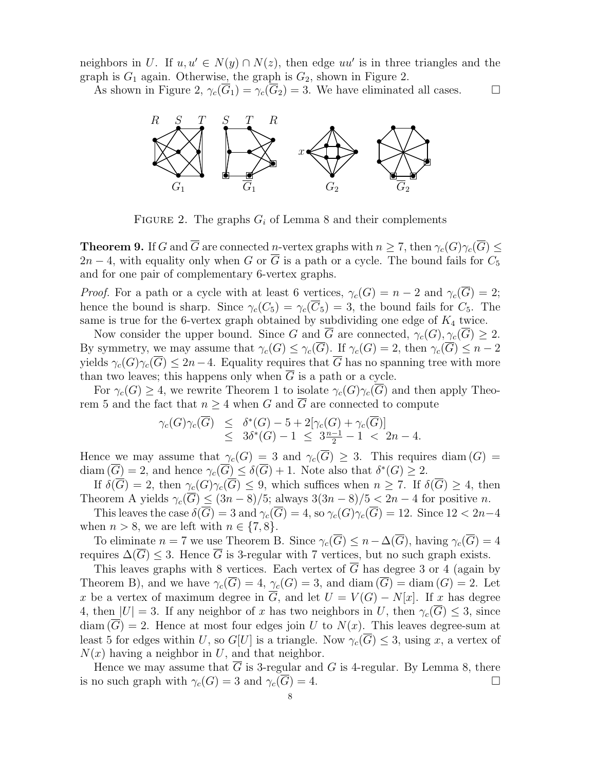neighbors in $U$. If $u, u' \in N(y) \cap N(z)$, then edge $uu'$ is in three triangles and the graph is $G_1$ again. Otherwise, the graph is $G_2$, shown in Figure 2.

As shown in Figure 2, $\gamma_c(\overline{G}_1) = \gamma_c(\overline{G}_2) = 3$. We have eliminated all cases. $\square$

FIGURE 2. The graphs $G_i$ of Lemma 8 and their complements

**Theorem 9.** If $G$ and $\overline{G}$ are connected $n$-vertex graphs with $n \geq 7$, then $\gamma_c(G)\gamma_c(\overline{G}) \leq 2n - 4$, with equality only when $G$ or $\overline{G}$ is a path or a cycle. The bound fails for $C_5$ and for one pair of complementary 6-vertex graphs.

*Proof.* For a path or a cycle with at least 6 vertices, $\gamma_c(G) = n - 2$ and $\gamma_c(\overline{G}) = 2$; hence the bound is sharp. Since $\gamma_c(C_5) = \gamma_c(\overline{C}_5) = 3$, the bound fails for $C_5$. The same is true for the 6-vertex graph obtained by subdividing one edge of $K_4$ twice.

Now consider the upper bound. Since $G$ and $\overline{G}$ are connected, $\gamma_c(G), \gamma_c(\overline{G}) \geq 2$. By symmetry, we may assume that $\gamma_c(G) \leq \gamma_c(\overline{G})$. If $\gamma_c(G) = 2$, then $\gamma_c(\overline{G}) \leq n - 2$ yields $\gamma_c(G)\gamma_c(\overline{G}) \leq 2n - 4$. Equality requires that $\overline{G}$ has no spanning tree with more than two leaves; this happens only when $\overline{G}$ is a path or a cycle.

For $\gamma_c(G) \geq 4$, we rewrite Theorem 1 to isolate $\gamma_c(G)\gamma_c(\overline{G})$ and then apply Theorem 5 and the fact that $n \geq 4$ when $G$ and $\overline{G}$ are connected to compute

$$\begin{aligned}
\gamma_c(G)\gamma_c(\overline{G}) &\leq \delta^*(G) - 5 + 2[\gamma_c(G) + \gamma_c(\overline{G})] \\
&\leq 3\delta^*(G) - 1 \;\leq\; 3\tfrac{n-1}{2} - 1 \;<\; 2n - 4.
\end{aligned}$$

Hence we may assume that $\gamma_c(G) = 3$ and $\gamma_c(\overline{G}) \geq 3$. This requires $\operatorname{diam}(G) = \operatorname{diam}(\overline{G}) = 2$, and hence $\gamma_c(\overline{G}) \leq \delta(\overline{G}) + 1$. Note also that $\delta^*(G) \geq 2$.

If $\delta(\overline{G}) = 2$, then $\gamma_c(G)\gamma_c(\overline{G}) \leq 9$, which suffices when $n \geq 7$. If $\delta(\overline{G}) \geq 4$, then Theorem A yields $\gamma_c(\overline{G}) \leq (3n - 8)/5$; always $3(3n - 8)/5 < 2n - 4$ for positive $n$.

This leaves the case $\delta(\overline{G}) = 3$ and $\gamma_c(\overline{G}) = 4$, so $\gamma_c(G)\gamma_c(\overline{G}) = 12$. Since $12 < 2n-4$ when $n > 8$, we are left with $n \in \{7, 8\}$.

To eliminate $n = 7$ we use Theorem B. Since $\gamma_c(\overline{G}) \leq n - \Delta(\overline{G})$, having $\gamma_c(\overline{G}) = 4$ requires $\Delta(\overline{G}) \leq 3$. Hence $\overline{G}$ is 3-regular with 7 vertices, but no such graph exists.

This leaves graphs with 8 vertices. Each vertex of $\overline{G}$ has degree 3 or 4 (again by Theorem B), and we have $\gamma_c(\overline{G}) = 4$, $\gamma_c(G) = 3$, and $\operatorname{diam}(\overline{G}) = \operatorname{diam}(G) = 2$. Let $x$ be a vertex of maximum degree in $\overline{G}$, and let $U = V(G) - N[x]$. If $x$ has degree 4, then $|U| = 3$. If any neighbor of $x$ has two neighbors in $U$, then $\gamma_c(\overline{G}) \leq 3$, since $\operatorname{diam}(\overline{G}) = 2$. Hence at most four edges join $U$ to $N(x)$. This leaves degree-sum at least 5 for edges within $U$, so $G[U]$ is a triangle. Now $\gamma_c(\overline{G}) \leq 3$, using $x$, a vertex of $N(x)$ having a neighbor in $U$, and that neighbor.

Hence we may assume that $\overline{G}$ is 3-regular and $G$ is 4-regular. By Lemma 8, there is no such graph with $\gamma_c(G) = 3$ and $\gamma_c(\overline{G}) = 4$. $\square$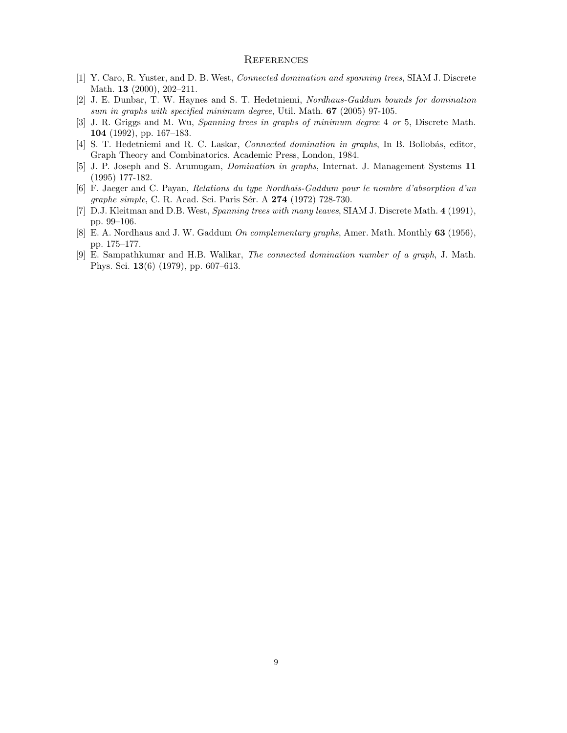## References

[1] Y. Caro, R. Yuster, and D. B. West, *Connected domination and spanning trees*, SIAM J. Discrete Math. **13** (2000), 202–211.

[2] J. E. Dunbar, T. W. Haynes and S. T. Hedetniemi, *Nordhaus-Gaddum bounds for domination sum in graphs with specified minimum degree*, Util. Math. **67** (2005) 97-105.

[3] J. R. Griggs and M. Wu, *Spanning trees in graphs of minimum degree* 4 *or* 5, Discrete Math. **104** (1992), pp. 167–183.

[4] S. T. Hedetniemi and R. C. Laskar, *Connected domination in graphs*, In B. Bollobás, editor, Graph Theory and Combinatorics. Academic Press, London, 1984.

[5] J. P. Joseph and S. Arumugam, *Domination in graphs*, Internat. J. Management Systems **11** (1995) 177-182.

[6] F. Jaeger and C. Payan, *Relations du type Nordhais-Gaddum pour le nombre d'absorption d'un graphe simple*, C. R. Acad. Sci. Paris Sér. A **274** (1972) 728-730.

[7] D.J. Kleitman and D.B. West, *Spanning trees with many leaves*, SIAM J. Discrete Math. **4** (1991), pp. 99–106.

[8] E. A. Nordhaus and J. W. Gaddum *On complementary graphs*, Amer. Math. Monthly **63** (1956), pp. 175–177.

[9] E. Sampathkumar and H.B. Walikar, *The connected domination number of a graph*, J. Math. Phys. Sci. **13**(6) (1979), pp. 607–613.